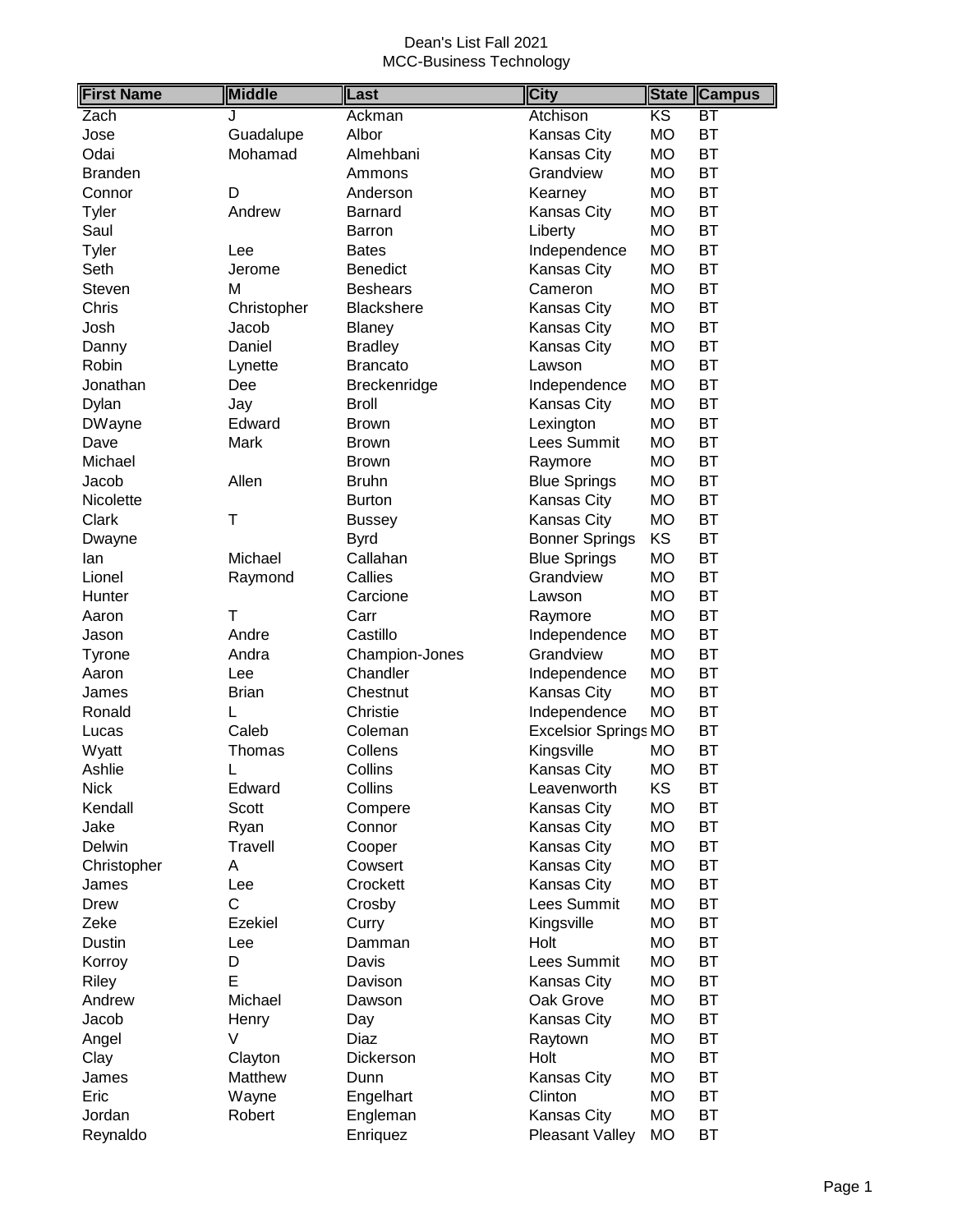# Dean's List Fall 2021
## MCC-Business Technology

| First Name | Middle | Last | City | State | Campus |
|---|---|---|---|---|---|
| Zach | J | Ackman | Atchison | KS | BT |
| Jose | Guadalupe | Albor | Kansas City | MO | BT |
| Odai | Mohamad | Almehbani | Kansas City | MO | BT |
| Branden | | Ammons | Grandview | MO | BT |
| Connor | D | Anderson | Kearney | MO | BT |
| Tyler | Andrew | Barnard | Kansas City | MO | BT |
| Saul | | Barron | Liberty | MO | BT |
| Tyler | Lee | Bates | Independence | MO | BT |
| Seth | Jerome | Benedict | Kansas City | MO | BT |
| Steven | M | Beshears | Cameron | MO | BT |
| Chris | Christopher | Blackshere | Kansas City | MO | BT |
| Josh | Jacob | Blaney | Kansas City | MO | BT |
| Danny | Daniel | Bradley | Kansas City | MO | BT |
| Robin | Lynette | Brancato | Lawson | MO | BT |
| Jonathan | Dee | Breckenridge | Independence | MO | BT |
| Dylan | Jay | Broll | Kansas City | MO | BT |
| DWayne | Edward | Brown | Lexington | MO | BT |
| Dave | Mark | Brown | Lees Summit | MO | BT |
| Michael | | Brown | Raymore | MO | BT |
| Jacob | Allen | Bruhn | Blue Springs | MO | BT |
| Nicolette | | Burton | Kansas City | MO | BT |
| Clark | T | Bussey | Kansas City | MO | BT |
| Dwayne | | Byrd | Bonner Springs | KS | BT |
| Ian | Michael | Callahan | Blue Springs | MO | BT |
| Lionel | Raymond | Callies | Grandview | MO | BT |
| Hunter | | Carcione | Lawson | MO | BT |
| Aaron | T | Carr | Raymore | MO | BT |
| Jason | Andre | Castillo | Independence | MO | BT |
| Tyrone | Andra | Champion-Jones | Grandview | MO | BT |
| Aaron | Lee | Chandler | Independence | MO | BT |
| James | Brian | Chestnut | Kansas City | MO | BT |
| Ronald | L | Christie | Independence | MO | BT |
| Lucas | Caleb | Coleman | Excelsior Springs | MO | BT |
| Wyatt | Thomas | Collens | Kingsville | MO | BT |
| Ashlie | L | Collins | Kansas City | MO | BT |
| Nick | Edward | Collins | Leavenworth | KS | BT |
| Kendall | Scott | Compere | Kansas City | MO | BT |
| Jake | Ryan | Connor | Kansas City | MO | BT |
| Delwin | Travell | Cooper | Kansas City | MO | BT |
| Christopher | A | Cowsert | Kansas City | MO | BT |
| James | Lee | Crockett | Kansas City | MO | BT |
| Drew | C | Crosby | Lees Summit | MO | BT |
| Zeke | Ezekiel | Curry | Kingsville | MO | BT |
| Dustin | Lee | Damman | Holt | MO | BT |
| Korroy | D | Davis | Lees Summit | MO | BT |
| Riley | E | Davison | Kansas City | MO | BT |
| Andrew | Michael | Dawson | Oak Grove | MO | BT |
| Jacob | Henry | Day | Kansas City | MO | BT |
| Angel | V | Diaz | Raytown | MO | BT |
| Clay | Clayton | Dickerson | Holt | MO | BT |
| James | Matthew | Dunn | Kansas City | MO | BT |
| Eric | Wayne | Engelhart | Clinton | MO | BT |
| Jordan | Robert | Engleman | Kansas City | MO | BT |
| Reynaldo | | Enriquez | Pleasant Valley | MO | BT |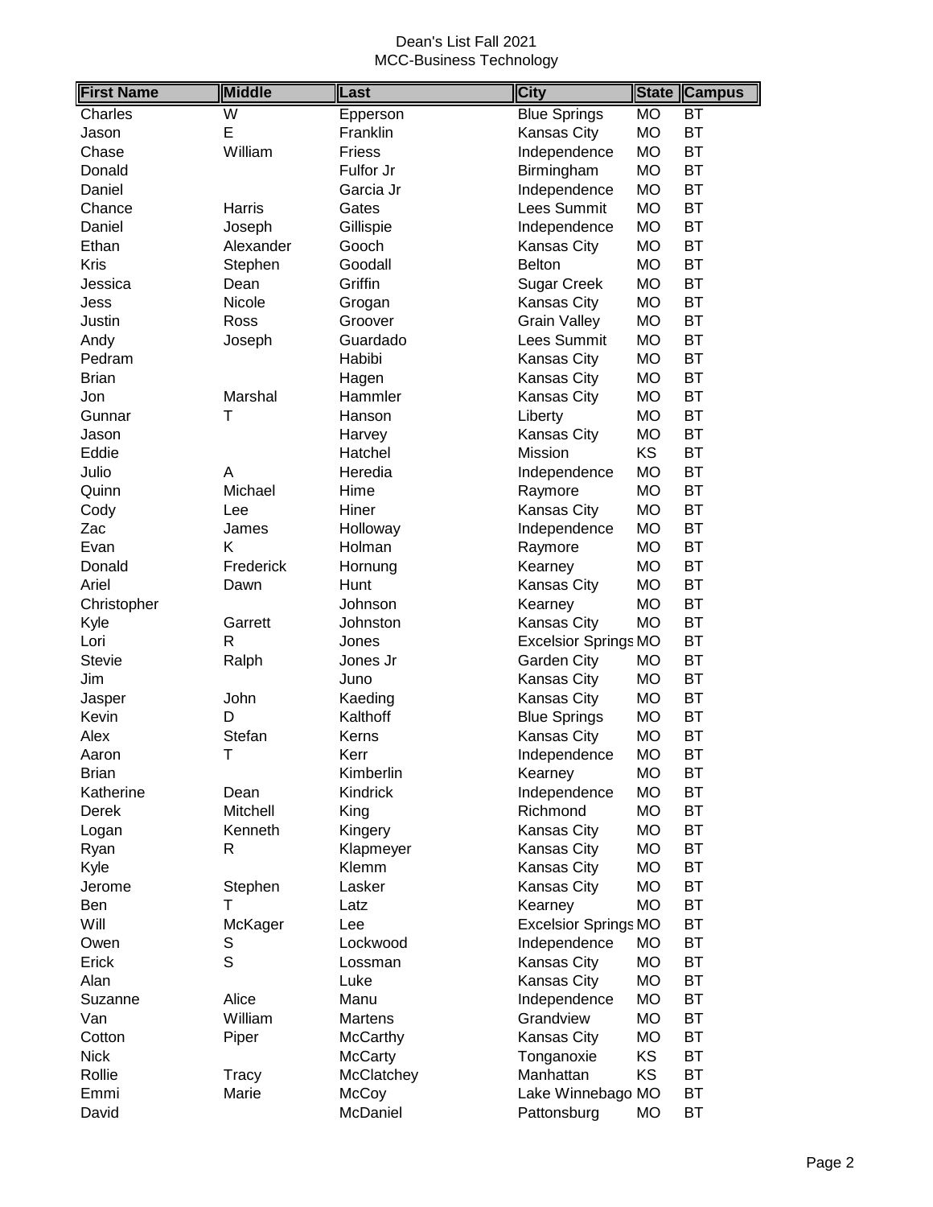Dean's List Fall 2021
MCC-Business Technology

| First Name | Middle | Last | City | State | Campus |
|---|---|---|---|---|---|
| Charles | W | Epperson | Blue Springs | MO | BT |
| Jason | E | Franklin | Kansas City | MO | BT |
| Chase | William | Friess | Independence | MO | BT |
| Donald | | Fulfor Jr | Birmingham | MO | BT |
| Daniel | | Garcia Jr | Independence | MO | BT |
| Chance | Harris | Gates | Lees Summit | MO | BT |
| Daniel | Joseph | Gillispie | Independence | MO | BT |
| Ethan | Alexander | Gooch | Kansas City | MO | BT |
| Kris | Stephen | Goodall | Belton | MO | BT |
| Jessica | Dean | Griffin | Sugar Creek | MO | BT |
| Jess | Nicole | Grogan | Kansas City | MO | BT |
| Justin | Ross | Groover | Grain Valley | MO | BT |
| Andy | Joseph | Guardado | Lees Summit | MO | BT |
| Pedram | | Habibi | Kansas City | MO | BT |
| Brian | | Hagen | Kansas City | MO | BT |
| Jon | Marshal | Hammler | Kansas City | MO | BT |
| Gunnar | T | Hanson | Liberty | MO | BT |
| Jason | | Harvey | Kansas City | MO | BT |
| Eddie | | Hatchel | Mission | KS | BT |
| Julio | A | Heredia | Independence | MO | BT |
| Quinn | Michael | Hime | Raymore | MO | BT |
| Cody | Lee | Hiner | Kansas City | MO | BT |
| Zac | James | Holloway | Independence | MO | BT |
| Evan | K | Holman | Raymore | MO | BT |
| Donald | Frederick | Hornung | Kearney | MO | BT |
| Ariel | Dawn | Hunt | Kansas City | MO | BT |
| Christopher | | Johnson | Kearney | MO | BT |
| Kyle | Garrett | Johnston | Kansas City | MO | BT |
| Lori | R | Jones | Excelsior Springs | MO | BT |
| Stevie | Ralph | Jones Jr | Garden City | MO | BT |
| Jim | | Juno | Kansas City | MO | BT |
| Jasper | John | Kaeding | Kansas City | MO | BT |
| Kevin | D | Kalthoff | Blue Springs | MO | BT |
| Alex | Stefan | Kerns | Kansas City | MO | BT |
| Aaron | T | Kerr | Independence | MO | BT |
| Brian | | Kimberlin | Kearney | MO | BT |
| Katherine | Dean | Kindrick | Independence | MO | BT |
| Derek | Mitchell | King | Richmond | MO | BT |
| Logan | Kenneth | Kingery | Kansas City | MO | BT |
| Ryan | R | Klapmeyer | Kansas City | MO | BT |
| Kyle | | Klemm | Kansas City | MO | BT |
| Jerome | Stephen | Lasker | Kansas City | MO | BT |
| Ben | T | Latz | Kearney | MO | BT |
| Will | McKager | Lee | Excelsior Springs | MO | BT |
| Owen | S | Lockwood | Independence | MO | BT |
| Erick | S | Lossman | Kansas City | MO | BT |
| Alan | | Luke | Kansas City | MO | BT |
| Suzanne | Alice | Manu | Independence | MO | BT |
| Van | William | Martens | Grandview | MO | BT |
| Cotton | Piper | McCarthy | Kansas City | MO | BT |
| Nick | | McCarty | Tonganoxie | KS | BT |
| Rollie | Tracy | McClatchey | Manhattan | KS | BT |
| Emmi | Marie | McCoy | Lake Winnebago | MO | BT |
| David | | McDaniel | Pattonsburg | MO | BT |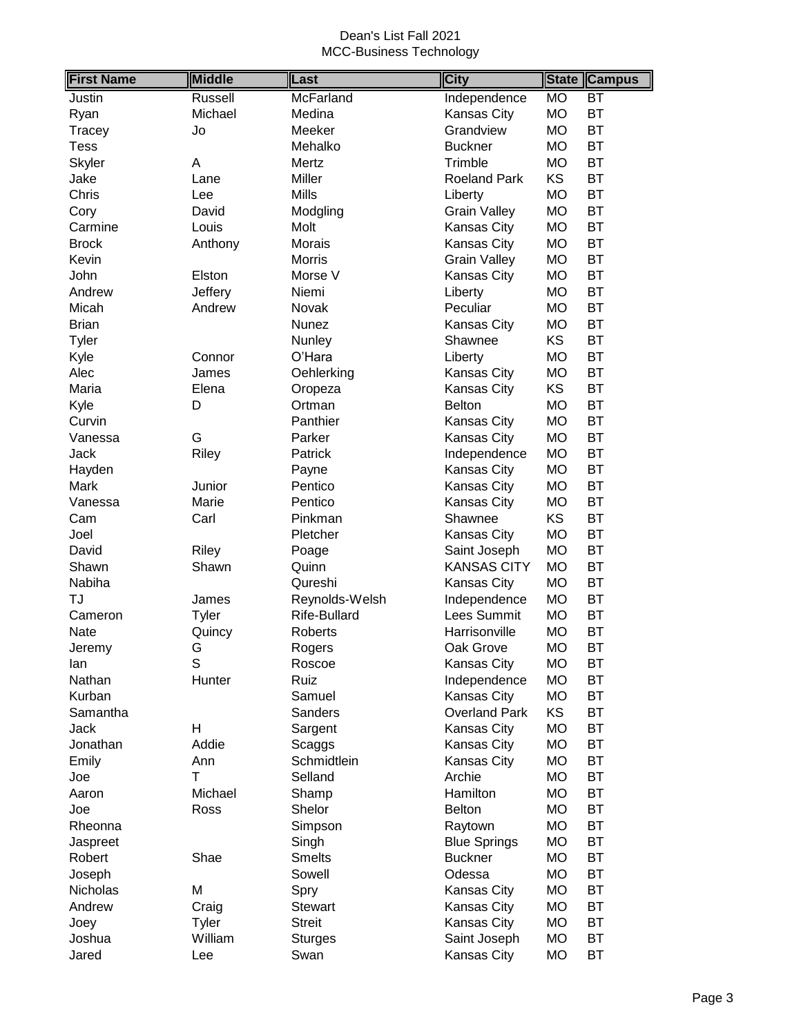Dean's List Fall 2021
MCC-Business Technology

| First Name | Middle | Last | City | State | Campus |
|---|---|---|---|---|---|
| Justin | Russell | McFarland | Independence | MO | BT |
| Ryan | Michael | Medina | Kansas City | MO | BT |
| Tracey | Jo | Meeker | Grandview | MO | BT |
| Tess | | Mehalko | Buckner | MO | BT |
| Skyler | A | Mertz | Trimble | MO | BT |
| Jake | Lane | Miller | Roeland Park | KS | BT |
| Chris | Lee | Mills | Liberty | MO | BT |
| Cory | David | Modgling | Grain Valley | MO | BT |
| Carmine | Louis | Molt | Kansas City | MO | BT |
| Brock | Anthony | Morais | Kansas City | MO | BT |
| Kevin | | Morris | Grain Valley | MO | BT |
| John | Elston | Morse V | Kansas City | MO | BT |
| Andrew | Jeffery | Niemi | Liberty | MO | BT |
| Micah | Andrew | Novak | Peculiar | MO | BT |
| Brian | | Nunez | Kansas City | MO | BT |
| Tyler | | Nunley | Shawnee | KS | BT |
| Kyle | Connor | O'Hara | Liberty | MO | BT |
| Alec | James | Oehlerking | Kansas City | MO | BT |
| Maria | Elena | Oropeza | Kansas City | KS | BT |
| Kyle | D | Ortman | Belton | MO | BT |
| Curvin | | Panthier | Kansas City | MO | BT |
| Vanessa | G | Parker | Kansas City | MO | BT |
| Jack | Riley | Patrick | Independence | MO | BT |
| Hayden | | Payne | Kansas City | MO | BT |
| Mark | Junior | Pentico | Kansas City | MO | BT |
| Vanessa | Marie | Pentico | Kansas City | MO | BT |
| Cam | Carl | Pinkman | Shawnee | KS | BT |
| Joel | | Pletcher | Kansas City | MO | BT |
| David | Riley | Poage | Saint Joseph | MO | BT |
| Shawn | Shawn | Quinn | KANSAS CITY | MO | BT |
| Nabiha | | Qureshi | Kansas City | MO | BT |
| TJ | James | Reynolds-Welsh | Independence | MO | BT |
| Cameron | Tyler | Rife-Bullard | Lees Summit | MO | BT |
| Nate | Quincy | Roberts | Harrisonville | MO | BT |
| Jeremy | G | Rogers | Oak Grove | MO | BT |
| Ian | S | Roscoe | Kansas City | MO | BT |
| Nathan | Hunter | Ruiz | Independence | MO | BT |
| Kurban | | Samuel | Kansas City | MO | BT |
| Samantha | | Sanders | Overland Park | KS | BT |
| Jack | H | Sargent | Kansas City | MO | BT |
| Jonathan | Addie | Scaggs | Kansas City | MO | BT |
| Emily | Ann | Schmidtlein | Kansas City | MO | BT |
| Joe | T | Selland | Archie | MO | BT |
| Aaron | Michael | Shamp | Hamilton | MO | BT |
| Joe | Ross | Shelor | Belton | MO | BT |
| Rheonna | | Simpson | Raytown | MO | BT |
| Jaspreet | | Singh | Blue Springs | MO | BT |
| Robert | Shae | Smelts | Buckner | MO | BT |
| Joseph | | Sowell | Odessa | MO | BT |
| Nicholas | M | Spry | Kansas City | MO | BT |
| Andrew | Craig | Stewart | Kansas City | MO | BT |
| Joey | Tyler | Streit | Kansas City | MO | BT |
| Joshua | William | Sturges | Saint Joseph | MO | BT |
| Jared | Lee | Swan | Kansas City | MO | BT |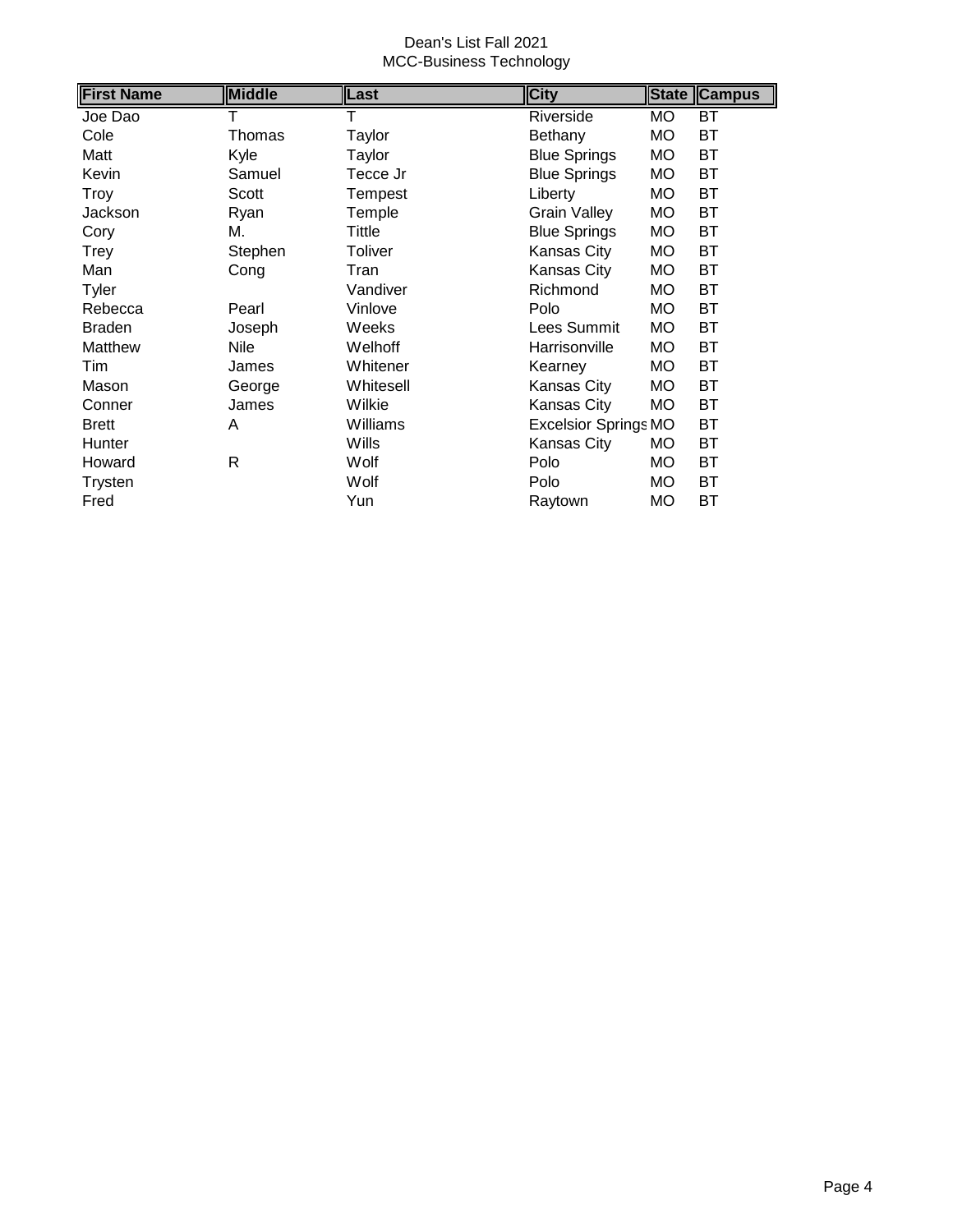Dean's List Fall 2021
MCC-Business Technology

| First Name | Middle | Last | City | State | Campus |
|---|---|---|---|---|---|
| Joe Dao | T | T | Riverside | MO | BT |
| Cole | Thomas | Taylor | Bethany | MO | BT |
| Matt | Kyle | Taylor | Blue Springs | MO | BT |
| Kevin | Samuel | Tecce Jr | Blue Springs | MO | BT |
| Troy | Scott | Tempest | Liberty | MO | BT |
| Jackson | Ryan | Temple | Grain Valley | MO | BT |
| Cory | M. | Tittle | Blue Springs | MO | BT |
| Trey | Stephen | Toliver | Kansas City | MO | BT |
| Man | Cong | Tran | Kansas City | MO | BT |
| Tyler | | Vandiver | Richmond | MO | BT |
| Rebecca | Pearl | Vinlove | Polo | MO | BT |
| Braden | Joseph | Weeks | Lees Summit | MO | BT |
| Matthew | Nile | Welhoff | Harrisonville | MO | BT |
| Tim | James | Whitener | Kearney | MO | BT |
| Mason | George | Whitesell | Kansas City | MO | BT |
| Conner | James | Wilkie | Kansas City | MO | BT |
| Brett | A | Williams | Excelsior Springs | MO | BT |
| Hunter | | Wills | Kansas City | MO | BT |
| Howard | R | Wolf | Polo | MO | BT |
| Trysten | | Wolf | Polo | MO | BT |
| Fred | | Yun | Raytown | MO | BT |